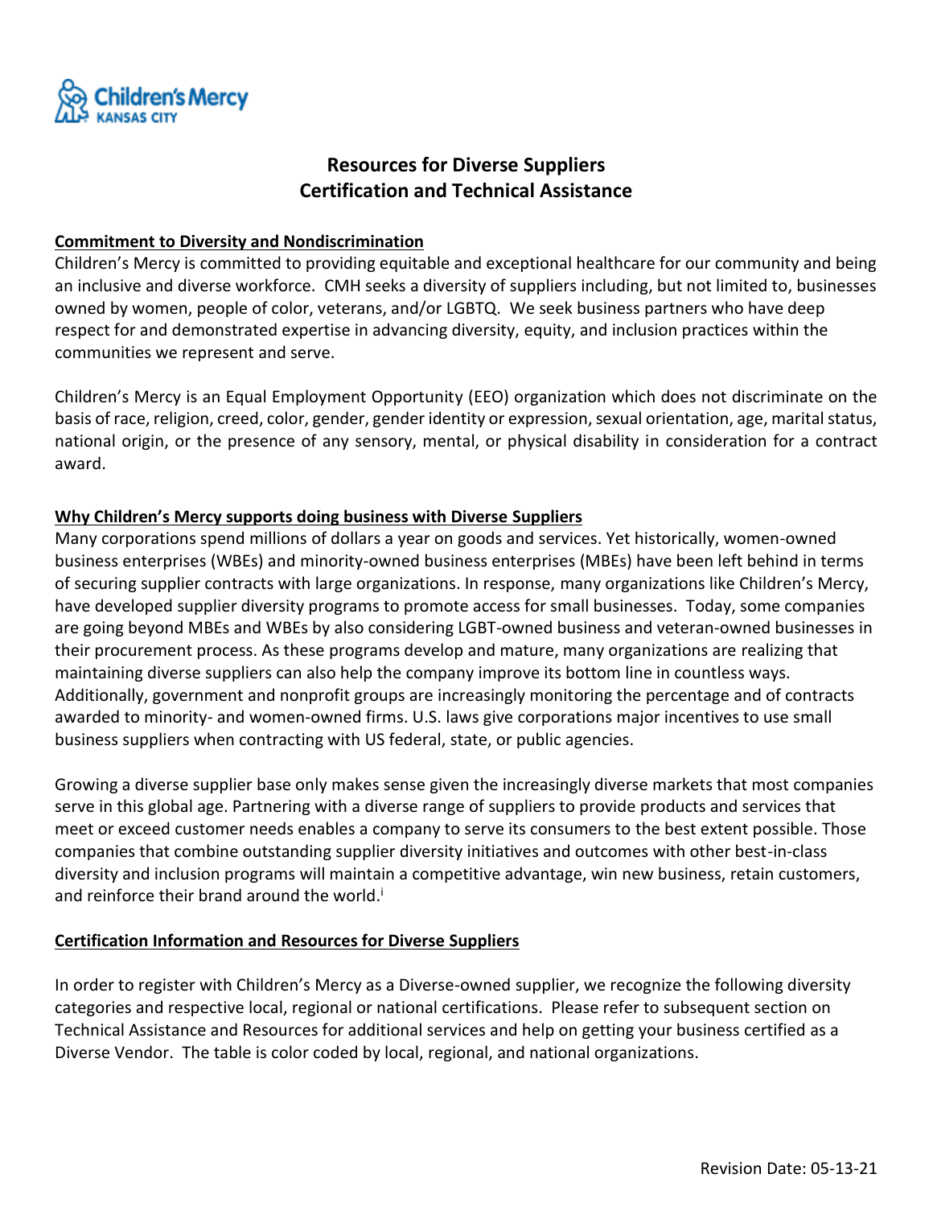# Resources for Diverse Suppliers
# Certification and Technical Assistance

**Commitment to Diversity and Nondiscrimination**

Children's Mercy is committed to providing equitable and exceptional healthcare for our community and being an inclusive and diverse workforce. CMH seeks a diversity of suppliers including, but not limited to, businesses owned by women, people of color, veterans, and/or LGBTQ. We seek business partners who have deep respect for and demonstrated expertise in advancing diversity, equity, and inclusion practices within the communities we represent and serve.

Children's Mercy is an Equal Employment Opportunity (EEO) organization which does not discriminate on the basis of race, religion, creed, color, gender, gender identity or expression, sexual orientation, age, marital status, national origin, or the presence of any sensory, mental, or physical disability in consideration for a contract award.

**Why Children's Mercy supports doing business with Diverse Suppliers**

Many corporations spend millions of dollars a year on goods and services. Yet historically, women-owned business enterprises (WBEs) and minority-owned business enterprises (MBEs) have been left behind in terms of securing supplier contracts with large organizations. In response, many organizations like Children's Mercy, have developed supplier diversity programs to promote access for small businesses. Today, some companies are going beyond MBEs and WBEs by also considering LGBT-owned business and veteran-owned businesses in their procurement process. As these programs develop and mature, many organizations are realizing that maintaining diverse suppliers can also help the company improve its bottom line in countless ways. Additionally, government and nonprofit groups are increasingly monitoring the percentage and of contracts awarded to minority- and women-owned firms. U.S. laws give corporations major incentives to use small business suppliers when contracting with US federal, state, or public agencies.

Growing a diverse supplier base only makes sense given the increasingly diverse markets that most companies serve in this global age. Partnering with a diverse range of suppliers to provide products and services that meet or exceed customer needs enables a company to serve its consumers to the best extent possible. Those companies that combine outstanding supplier diversity initiatives and outcomes with other best-in-class diversity and inclusion programs will maintain a competitive advantage, win new business, retain customers, and reinforce their brand around the world.[i]

**Certification Information and Resources for Diverse Suppliers**

In order to register with Children's Mercy as a Diverse-owned supplier, we recognize the following diversity categories and respective local, regional or national certifications. Please refer to subsequent section on Technical Assistance and Resources for additional services and help on getting your business certified as a Diverse Vendor. The table is color coded by local, regional, and national organizations.

Revision Date: 05-13-21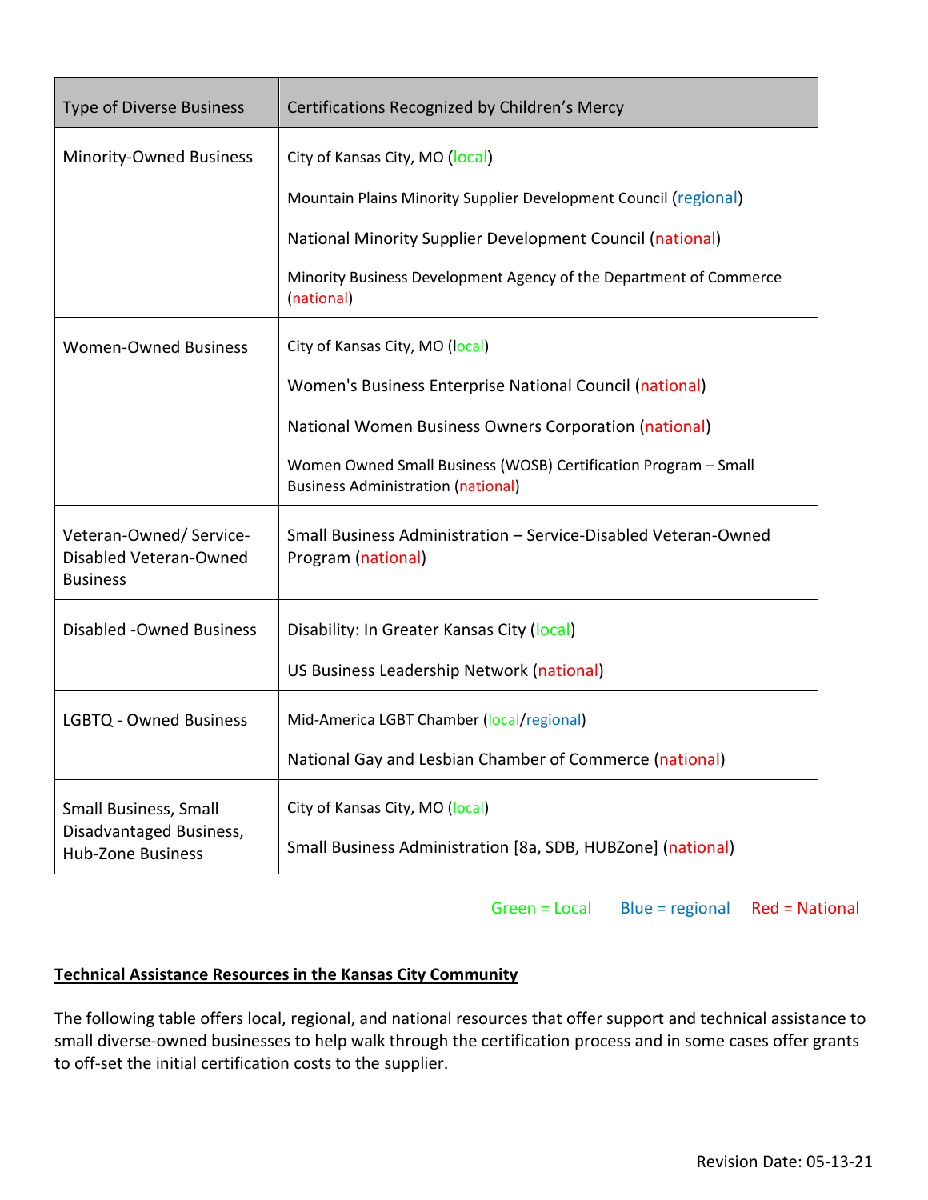| Type of Diverse Business | Certifications Recognized by Children's Mercy |
|---|---|
| Minority-Owned Business | City of Kansas City, MO (local)<br><br>Mountain Plains Minority Supplier Development Council (regional)<br><br>National Minority Supplier Development Council (national)<br><br>Minority Business Development Agency of the Department of Commerce (national) |
| Women-Owned Business | City of Kansas City, MO (local)<br><br>Women's Business Enterprise National Council (national)<br><br>National Women Business Owners Corporation (national)<br><br>Women Owned Small Business (WOSB) Certification Program – Small Business Administration (national) |
| Veteran-Owned/ Service-Disabled Veteran-Owned Business | Small Business Administration – Service-Disabled Veteran-Owned Program (national) |
| Disabled -Owned Business | Disability: In Greater Kansas City (local)<br><br>US Business Leadership Network (national) |
| LGBTQ - Owned Business | Mid-America LGBT Chamber (local/regional)<br><br>National Gay and Lesbian Chamber of Commerce (national) |
| Small Business, Small Disadvantaged Business, Hub-Zone Business | City of Kansas City, MO (local)<br><br>Small Business Administration [8a, SDB, HUBZone] (national) |

Green = Local    Blue = regional    Red = National

**Technical Assistance Resources in the Kansas City Community**

The following table offers local, regional, and national resources that offer support and technical assistance to small diverse-owned businesses to help walk through the certification process and in some cases offer grants to off-set the initial certification costs to the supplier.

Revision Date: 05-13-21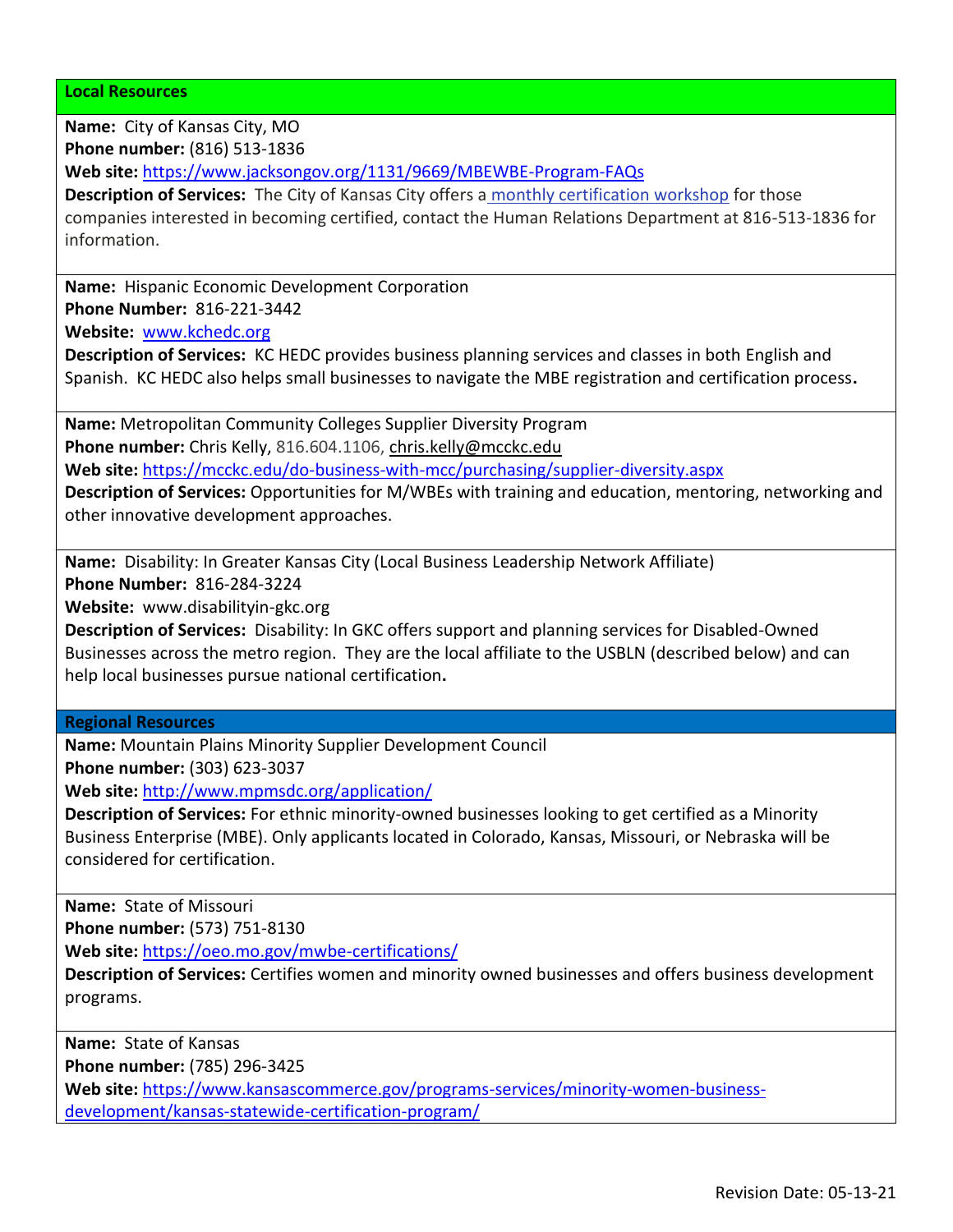## Local Resources

**Name:** City of Kansas City, MO
**Phone number:** (816) 513-1836
**Web site:** https://www.jacksongov.org/1131/9669/MBEWBE-Program-FAQs
**Description of Services:** The City of Kansas City offers a monthly certification workshop for those companies interested in becoming certified, contact the Human Relations Department at 816-513-1836 for information.

**Name:** Hispanic Economic Development Corporation
**Phone Number:** 816-221-3442
**Website:** www.kchedc.org
**Description of Services:** KC HEDC provides business planning services and classes in both English and Spanish. KC HEDC also helps small businesses to navigate the MBE registration and certification process**.**

**Name:** Metropolitan Community Colleges Supplier Diversity Program
**Phone number:** Chris Kelly, 816.604.1106, chris.kelly@mcckc.edu
**Web site:** https://mcckc.edu/do-business-with-mcc/purchasing/supplier-diversity.aspx
**Description of Services:** Opportunities for M/WBEs with training and education, mentoring, networking and other innovative development approaches.

**Name:** Disability: In Greater Kansas City (Local Business Leadership Network Affiliate)
**Phone Number:** 816-284-3224
**Website:** www.disabilityin-gkc.org
**Description of Services:** Disability: In GKC offers support and planning services for Disabled-Owned Businesses across the metro region. They are the local affiliate to the USBLN (described below) and can help local businesses pursue national certification**.**

## Regional Resources

**Name:** Mountain Plains Minority Supplier Development Council
**Phone number:** (303) 623-3037
**Web site:** http://www.mpmsdc.org/application/
**Description of Services:** For ethnic minority-owned businesses looking to get certified as a Minority Business Enterprise (MBE). Only applicants located in Colorado, Kansas, Missouri, or Nebraska will be considered for certification.

**Name:** State of Missouri
**Phone number:** (573) 751-8130
**Web site:** https://oeo.mo.gov/mwbe-certifications/
**Description of Services:** Certifies women and minority owned businesses and offers business development programs.

**Name:** State of Kansas
**Phone number:** (785) 296-3425
**Web site:** https://www.kansascommerce.gov/programs-services/minority-women-business-development/kansas-statewide-certification-program/

Revision Date: 05-13-21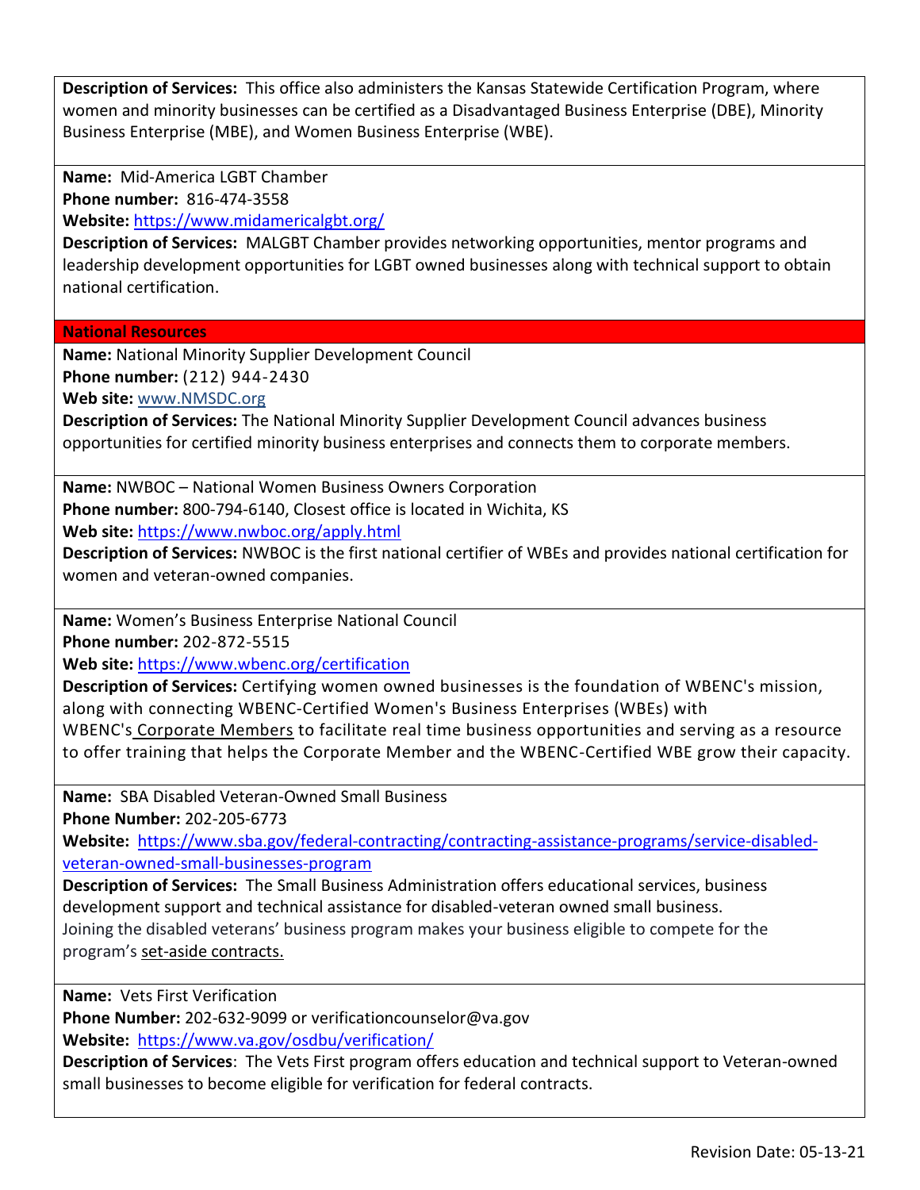**Description of Services:** This office also administers the Kansas Statewide Certification Program, where women and minority businesses can be certified as a Disadvantaged Business Enterprise (DBE), Minority Business Enterprise (MBE), and Women Business Enterprise (WBE).

**Name:** Mid-America LGBT Chamber
**Phone number:** 816-474-3558
**Website:** https://www.midamericalgbt.org/
**Description of Services:** MALGBT Chamber provides networking opportunities, mentor programs and leadership development opportunities for LGBT owned businesses along with technical support to obtain national certification.

## National Resources

**Name:** National Minority Supplier Development Council
**Phone number:** (212) 944-2430
**Web site:** www.NMSDC.org
**Description of Services:** The National Minority Supplier Development Council advances business opportunities for certified minority business enterprises and connects them to corporate members.

**Name:** NWBOC – National Women Business Owners Corporation
**Phone number:** 800-794-6140, Closest office is located in Wichita, KS
**Web site:** https://www.nwboc.org/apply.html
**Description of Services:** NWBOC is the first national certifier of WBEs and provides national certification for women and veteran-owned companies.

**Name:** Women's Business Enterprise National Council
**Phone number:** 202-872-5515
**Web site:** https://www.wbenc.org/certification
**Description of Services:** Certifying women owned businesses is the foundation of WBENC's mission, along with connecting WBENC-Certified Women's Business Enterprises (WBEs) with WBENC's Corporate Members to facilitate real time business opportunities and serving as a resource to offer training that helps the Corporate Member and the WBENC-Certified WBE grow their capacity.

**Name:** SBA Disabled Veteran-Owned Small Business
**Phone Number:** 202-205-6773
**Website:** https://www.sba.gov/federal-contracting/contracting-assistance-programs/service-disabled-veteran-owned-small-businesses-program
**Description of Services:** The Small Business Administration offers educational services, business development support and technical assistance for disabled-veteran owned small business. Joining the disabled veterans' business program makes your business eligible to compete for the program's set-aside contracts.

**Name:** Vets First Verification
**Phone Number:** 202-632-9099 or verificationcounselor@va.gov
**Website:** https://www.va.gov/osdbu/verification/
**Description of Services**: The Vets First program offers education and technical support to Veteran-owned small businesses to become eligible for verification for federal contracts.

Revision Date: 05-13-21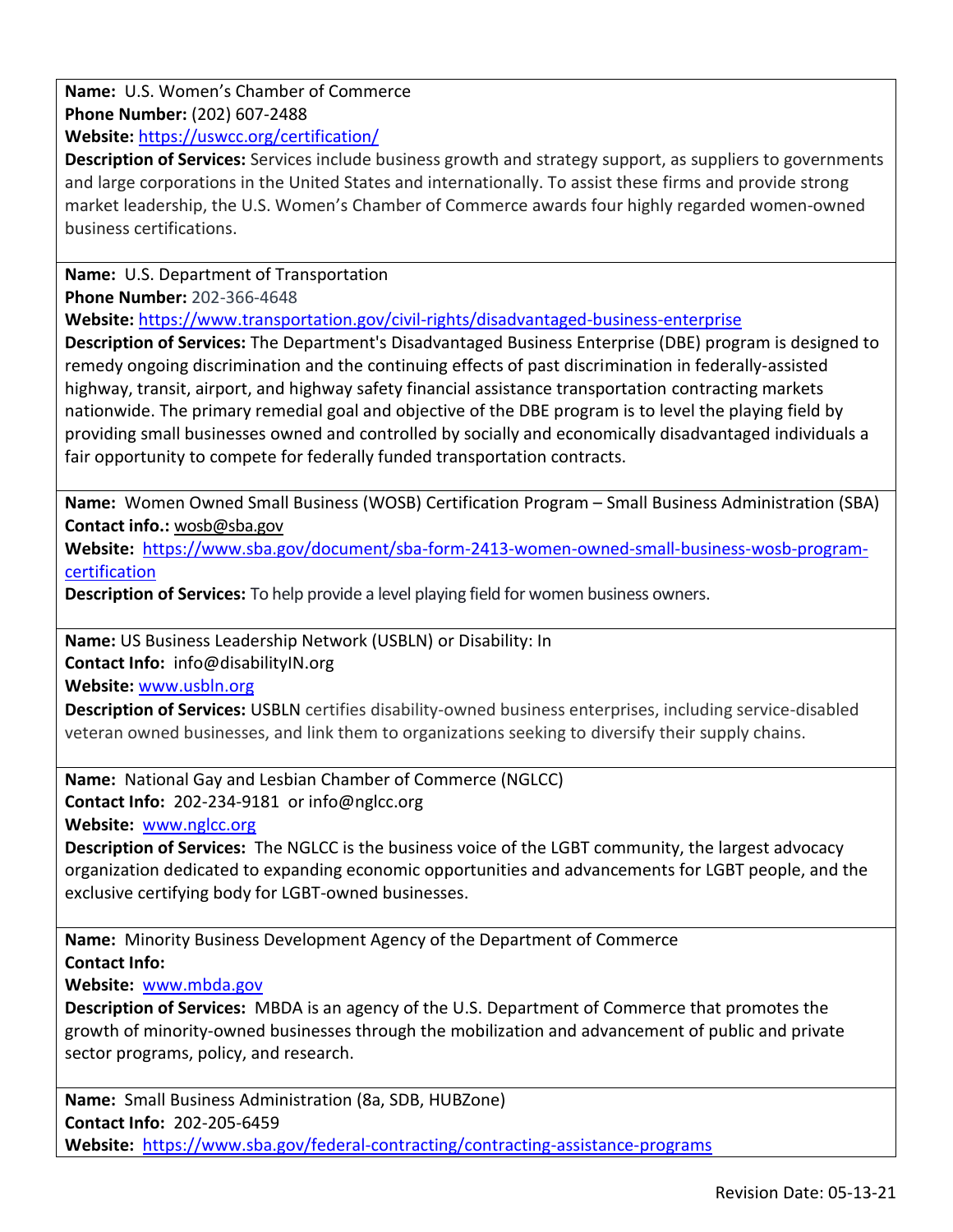**Name:** U.S. Women's Chamber of Commerce
**Phone Number:** (202) 607-2488
**Website:** https://uswcc.org/certification/
**Description of Services:** Services include business growth and strategy support, as suppliers to governments and large corporations in the United States and internationally. To assist these firms and provide strong market leadership, the U.S. Women's Chamber of Commerce awards four highly regarded women-owned business certifications.

---

**Name:** U.S. Department of Transportation
**Phone Number:** 202-366-4648
**Website:** https://www.transportation.gov/civil-rights/disadvantaged-business-enterprise
**Description of Services:** The Department's Disadvantaged Business Enterprise (DBE) program is designed to remedy ongoing discrimination and the continuing effects of past discrimination in federally-assisted highway, transit, airport, and highway safety financial assistance transportation contracting markets nationwide. The primary remedial goal and objective of the DBE program is to level the playing field by providing small businesses owned and controlled by socially and economically disadvantaged individuals a fair opportunity to compete for federally funded transportation contracts.

---

**Name:** Women Owned Small Business (WOSB) Certification Program – Small Business Administration (SBA)
**Contact info.:** wosb@sba.gov
**Website:** https://www.sba.gov/document/sba-form-2413-women-owned-small-business-wosb-program-certification
**Description of Services:** To help provide a level playing field for women business owners.

---

**Name:** US Business Leadership Network (USBLN) or Disability: In
**Contact Info:** info@disabilityIN.org
**Website:** www.usbln.org
**Description of Services:** USBLN certifies disability-owned business enterprises, including service-disabled veteran owned businesses, and link them to organizations seeking to diversify their supply chains.

---

**Name:** National Gay and Lesbian Chamber of Commerce (NGLCC)
**Contact Info:** 202-234-9181 or info@nglcc.org
**Website:** www.nglcc.org
**Description of Services:** The NGLCC is the business voice of the LGBT community, the largest advocacy organization dedicated to expanding economic opportunities and advancements for LGBT people, and the exclusive certifying body for LGBT-owned businesses.

---

**Name:** Minority Business Development Agency of the Department of Commerce
**Contact Info:**
**Website:** www.mbda.gov
**Description of Services:** MBDA is an agency of the U.S. Department of Commerce that promotes the growth of minority-owned businesses through the mobilization and advancement of public and private sector programs, policy, and research.

---

**Name:** Small Business Administration (8a, SDB, HUBZone)
**Contact Info:** 202-205-6459
**Website:** https://www.sba.gov/federal-contracting/contracting-assistance-programs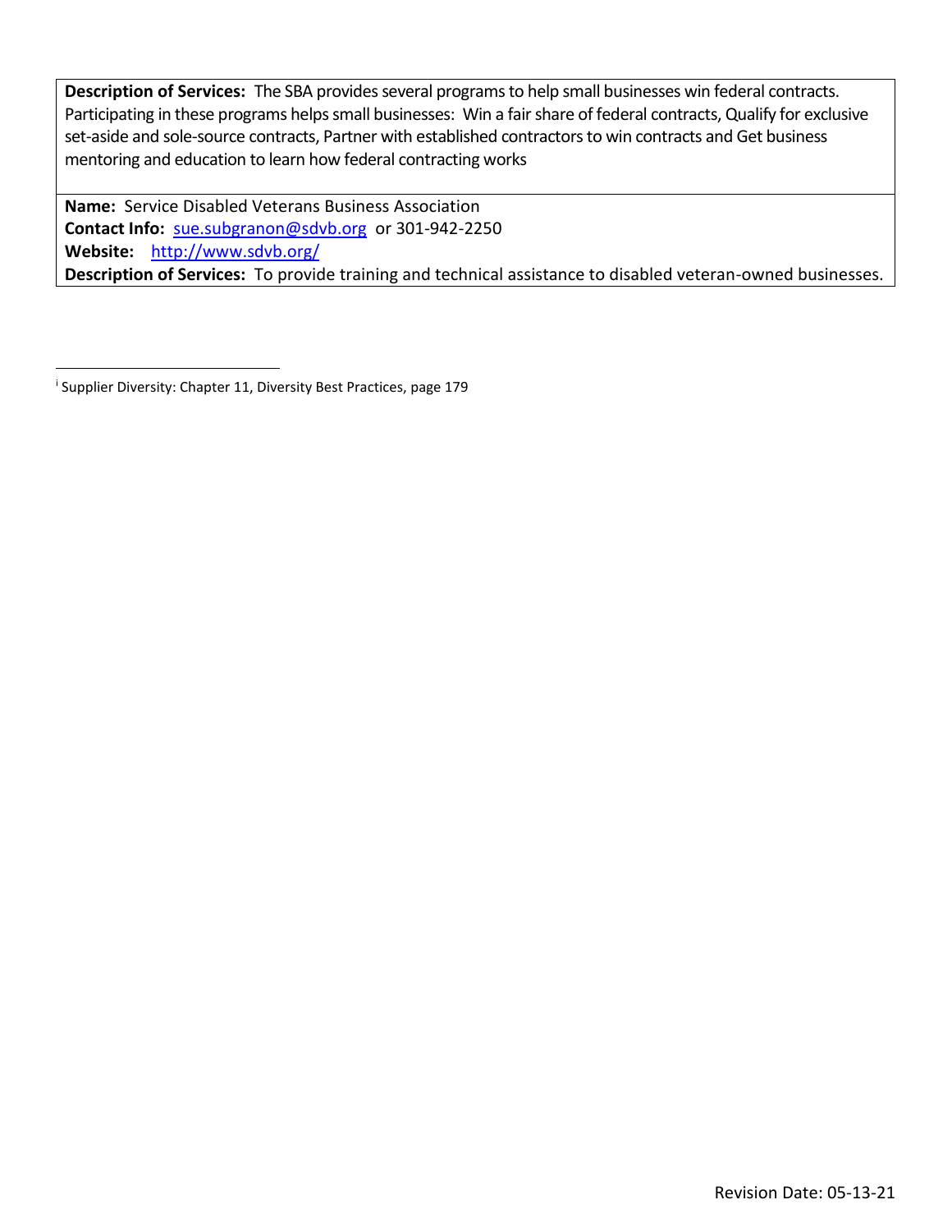**Description of Services:** The SBA provides several programs to help small businesses win federal contracts. Participating in these programs helps small businesses: Win a fair share of federal contracts, Qualify for exclusive set-aside and sole-source contracts, Partner with established contractors to win contracts and Get business mentoring and education to learn how federal contracting works

**Name:** Service Disabled Veterans Business Association
**Contact Info:** sue.subgranon@sdvb.org or 301-942-2250
**Website:** http://www.sdvb.org/
**Description of Services:** To provide training and technical assistance to disabled veteran-owned businesses.

[i] Supplier Diversity: Chapter 11, Diversity Best Practices, page 179

Revision Date: 05-13-21